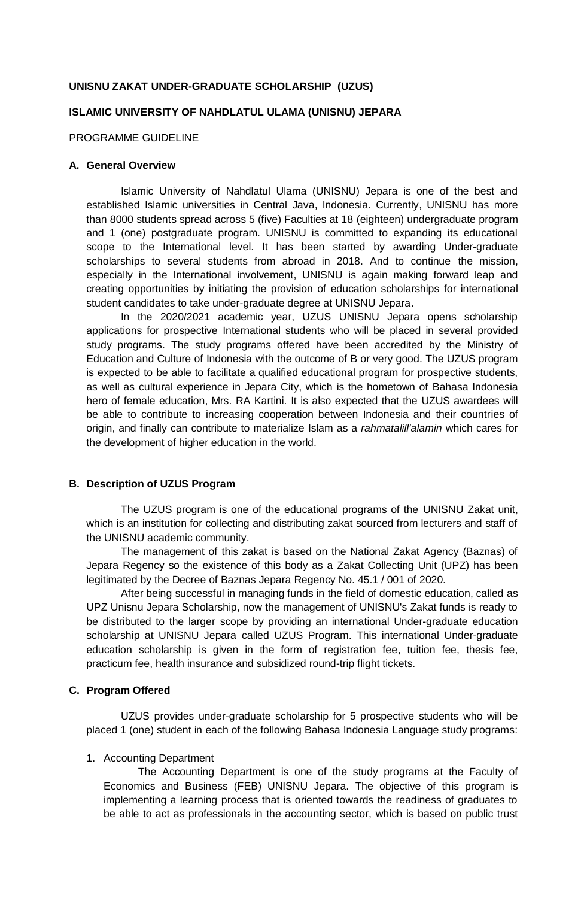**UNISNU ZAKAT UNDER-GRADUATE SCHOLARSHIP (UZUS)**

**ISLAMIC UNIVERSITY OF NAHDLATUL ULAMA (UNISNU) JEPARA**

PROGRAMME GUIDELINE

## A. General Overview

Islamic University of Nahdlatul Ulama (UNISNU) Jepara is one of the best and established Islamic universities in Central Java, Indonesia. Currently, UNISNU has more than 8000 students spread across 5 (five) Faculties at 18 (eighteen) undergraduate program and 1 (one) postgraduate program. UNISNU is committed to expanding its educational scope to the International level. It has been started by awarding Under-graduate scholarships to several students from abroad in 2018. And to continue the mission, especially in the International involvement, UNISNU is again making forward leap and creating opportunities by initiating the provision of education scholarships for international student candidates to take under-graduate degree at UNISNU Jepara.

In the 2020/2021 academic year, UZUS UNISNU Jepara opens scholarship applications for prospective International students who will be placed in several provided study programs. The study programs offered have been accredited by the Ministry of Education and Culture of Indonesia with the outcome of B or very good. The UZUS program is expected to be able to facilitate a qualified educational program for prospective students, as well as cultural experience in Jepara City, which is the hometown of Bahasa Indonesia hero of female education, Mrs. RA Kartini. It is also expected that the UZUS awardees will be able to contribute to increasing cooperation between Indonesia and their countries of origin, and finally can contribute to materialize Islam as a *rahmatalill'alamin* which cares for the development of higher education in the world.

## B. Description of UZUS Program

The UZUS program is one of the educational programs of the UNISNU Zakat unit, which is an institution for collecting and distributing zakat sourced from lecturers and staff of the UNISNU academic community.

The management of this zakat is based on the National Zakat Agency (Baznas) of Jepara Regency so the existence of this body as a Zakat Collecting Unit (UPZ) has been legitimated by the Decree of Baznas Jepara Regency No. 45.1 / 001 of 2020.

After being successful in managing funds in the field of domestic education, called as UPZ Unisnu Jepara Scholarship, now the management of UNISNU's Zakat funds is ready to be distributed to the larger scope by providing an international Under-graduate education scholarship at UNISNU Jepara called UZUS Program. This international Under-graduate education scholarship is given in the form of registration fee, tuition fee, thesis fee, practicum fee, health insurance and subsidized round-trip flight tickets.

## C. Program Offered

UZUS provides under-graduate scholarship for 5 prospective students who will be placed 1 (one) student in each of the following Bahasa Indonesia Language study programs:

1. Accounting Department

   The Accounting Department is one of the study programs at the Faculty of Economics and Business (FEB) UNISNU Jepara. The objective of this program is implementing a learning process that is oriented towards the readiness of graduates to be able to act as professionals in the accounting sector, which is based on public trust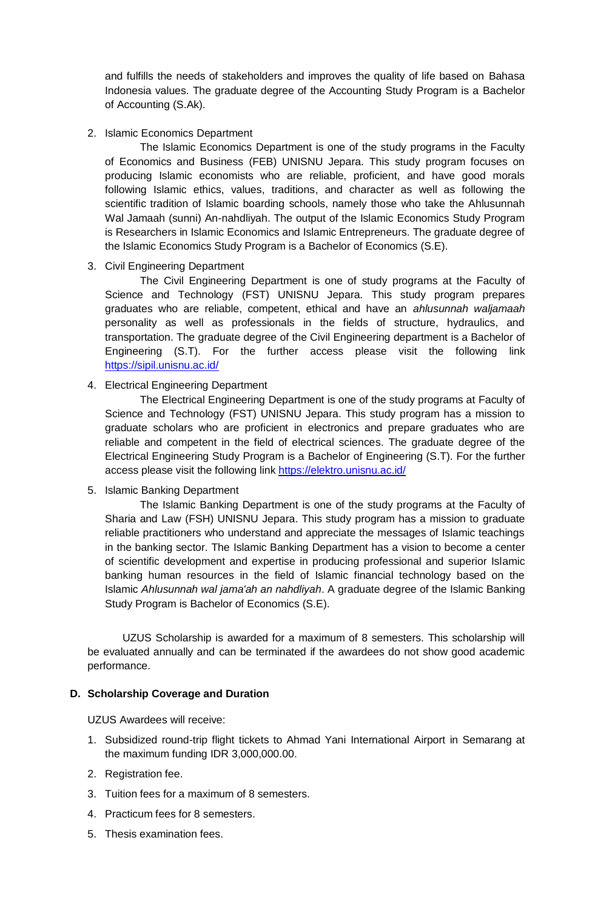and fulfills the needs of stakeholders and improves the quality of life based on Bahasa Indonesia values. The graduate degree of the Accounting Study Program is a Bachelor of Accounting (S.Ak).

2. Islamic Economics Department

   The Islamic Economics Department is one of the study programs in the Faculty of Economics and Business (FEB) UNISNU Jepara. This study program focuses on producing Islamic economists who are reliable, proficient, and have good morals following Islamic ethics, values, traditions, and character as well as following the scientific tradition of Islamic boarding schools, namely those who take the Ahlusunnah Wal Jamaah (sunni) An-nahdliyah. The output of the Islamic Economics Study Program is Researchers in Islamic Economics and Islamic Entrepreneurs. The graduate degree of the Islamic Economics Study Program is a Bachelor of Economics (S.E).

3. Civil Engineering Department

   The Civil Engineering Department is one of study programs at the Faculty of Science and Technology (FST) UNISNU Jepara. This study program prepares graduates who are reliable, competent, ethical and have an *ahlusunnah waljamaah* personality as well as professionals in the fields of structure, hydraulics, and transportation. The graduate degree of the Civil Engineering department is a Bachelor of Engineering (S.T). For the further access please visit the following link https://sipil.unisnu.ac.id/

4. Electrical Engineering Department

   The Electrical Engineering Department is one of the study programs at Faculty of Science and Technology (FST) UNISNU Jepara. This study program has a mission to graduate scholars who are proficient in electronics and prepare graduates who are reliable and competent in the field of electrical sciences. The graduate degree of the Electrical Engineering Study Program is a Bachelor of Engineering (S.T). For the further access please visit the following link https://elektro.unisnu.ac.id/

5. Islamic Banking Department

   The Islamic Banking Department is one of the study programs at the Faculty of Sharia and Law (FSH) UNISNU Jepara. This study program has a mission to graduate reliable practitioners who understand and appreciate the messages of Islamic teachings in the banking sector. The Islamic Banking Department has a vision to become a center of scientific development and expertise in producing professional and superior Islamic banking human resources in the field of Islamic financial technology based on the Islamic *Ahlusunnah wal jama'ah an nahdliyah*. A graduate degree of the Islamic Banking Study Program is Bachelor of Economics (S.E).

UZUS Scholarship is awarded for a maximum of 8 semesters. This scholarship will be evaluated annually and can be terminated if the awardees do not show good academic performance.

## D. Scholarship Coverage and Duration

UZUS Awardees will receive:

1. Subsidized round-trip flight tickets to Ahmad Yani International Airport in Semarang at the maximum funding IDR 3,000,000.00.
2. Registration fee.
3. Tuition fees for a maximum of 8 semesters.
4. Practicum fees for 8 semesters.
5. Thesis examination fees.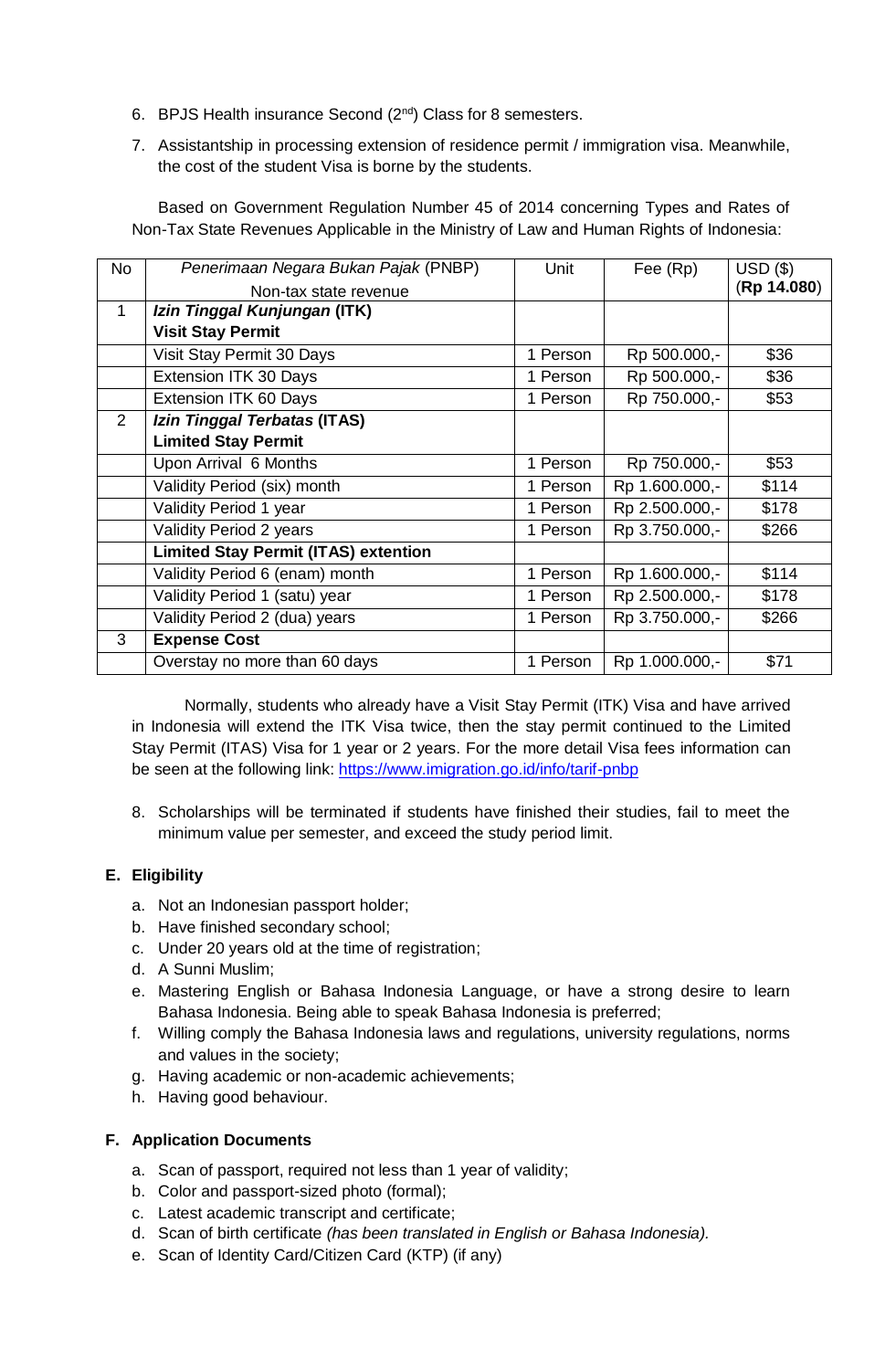6. BPJS Health insurance Second (2nd) Class for 8 semesters.
7. Assistantship in processing extension of residence permit / immigration visa. Meanwhile, the cost of the student Visa is borne by the students.

Based on Government Regulation Number 45 of 2014 concerning Types and Rates of Non-Tax State Revenues Applicable in the Ministry of Law and Human Rights of Indonesia:

| No | *Penerimaan Negara Bukan Pajak* (PNBP) Non-tax state revenue | Unit | Fee (Rp) | USD ($) (**Rp 14.080**) |
|---|---|---|---|---|
| 1 | ***Izin Tinggal Kunjungan* (ITK) Visit Stay Permit** | | | |
| | Visit Stay Permit 30 Days | 1 Person | Rp 500.000,- | $36 |
| | Extension ITK 30 Days | 1 Person | Rp 500.000,- | $36 |
| | Extension ITK 60 Days | 1 Person | Rp 750.000,- | $53 |
| 2 | ***Izin Tinggal Terbatas* (ITAS) Limited Stay Permit** | | | |
| | Upon Arrival 6 Months | 1 Person | Rp 750.000,- | $53 |
| | Validity Period (six) month | 1 Person | Rp 1.600.000,- | $114 |
| | Validity Period 1 year | 1 Person | Rp 2.500.000,- | $178 |
| | Validity Period 2 years | 1 Person | Rp 3.750.000,- | $266 |
| | **Limited Stay Permit (ITAS) extention** | | | |
| | Validity Period 6 (enam) month | 1 Person | Rp 1.600.000,- | $114 |
| | Validity Period 1 (satu) year | 1 Person | Rp 2.500.000,- | $178 |
| | Validity Period 2 (dua) years | 1 Person | Rp 3.750.000,- | $266 |
| 3 | **Expense Cost** | | | |
| | Overstay no more than 60 days | 1 Person | Rp 1.000.000,- | $71 |

Normally, students who already have a Visit Stay Permit (ITK) Visa and have arrived in Indonesia will extend the ITK Visa twice, then the stay permit continued to the Limited Stay Permit (ITAS) Visa for 1 year or 2 years. For the more detail Visa fees information can be seen at the following link: https://www.imigration.go.id/info/tarif-pnbp

8. Scholarships will be terminated if students have finished their studies, fail to meet the minimum value per semester, and exceed the study period limit.

## E. Eligibility

a. Not an Indonesian passport holder;
b. Have finished secondary school;
c. Under 20 years old at the time of registration;
d. A Sunni Muslim;
e. Mastering English or Bahasa Indonesia Language, or have a strong desire to learn Bahasa Indonesia. Being able to speak Bahasa Indonesia is preferred;
f. Willing comply the Bahasa Indonesia laws and regulations, university regulations, norms and values in the society;
g. Having academic or non-academic achievements;
h. Having good behaviour.

## F. Application Documents

a. Scan of passport, required not less than 1 year of validity;
b. Color and passport-sized photo (formal);
c. Latest academic transcript and certificate;
d. Scan of birth certificate *(has been translated in English or Bahasa Indonesia).*
e. Scan of Identity Card/Citizen Card (KTP) (if any)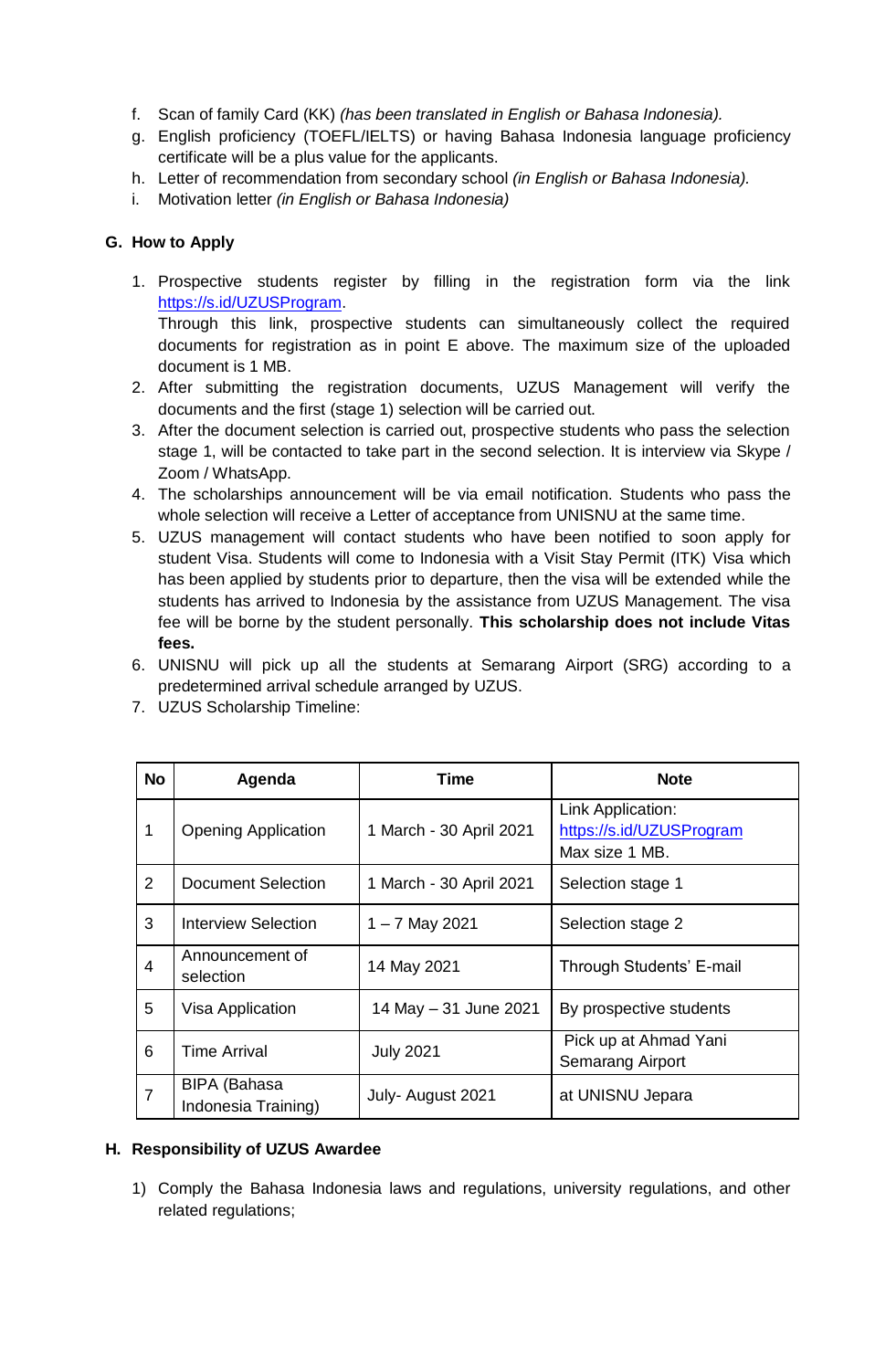f. Scan of family Card (KK) *(has been translated in English or Bahasa Indonesia).*
g. English proficiency (TOEFL/IELTS) or having Bahasa Indonesia language proficiency certificate will be a plus value for the applicants.
h. Letter of recommendation from secondary school *(in English or Bahasa Indonesia).*
i. Motivation letter *(in English or Bahasa Indonesia)*

## G. How to Apply

1. Prospective students register by filling in the registration form via the link https://s.id/UZUSProgram.
   Through this link, prospective students can simultaneously collect the required documents for registration as in point E above. The maximum size of the uploaded document is 1 MB.
2. After submitting the registration documents, UZUS Management will verify the documents and the first (stage 1) selection will be carried out.
3. After the document selection is carried out, prospective students who pass the selection stage 1, will be contacted to take part in the second selection. It is interview via Skype / Zoom / WhatsApp.
4. The scholarships announcement will be via email notification. Students who pass the whole selection will receive a Letter of acceptance from UNISNU at the same time.
5. UZUS management will contact students who have been notified to soon apply for student Visa. Students will come to Indonesia with a Visit Stay Permit (ITK) Visa which has been applied by students prior to departure, then the visa will be extended while the students has arrived to Indonesia by the assistance from UZUS Management. The visa fee will be borne by the student personally. **This scholarship does not include Vitas fees.**
6. UNISNU will pick up all the students at Semarang Airport (SRG) according to a predetermined arrival schedule arranged by UZUS.
7. UZUS Scholarship Timeline:

| No | Agenda | Time | Note |
|---|---|---|---|
| 1 | Opening Application | 1 March - 30 April 2021 | Link Application: https://s.id/UZUSProgram Max size 1 MB. |
| 2 | Document Selection | 1 March - 30 April 2021 | Selection stage 1 |
| 3 | Interview Selection | 1 – 7 May 2021 | Selection stage 2 |
| 4 | Announcement of selection | 14 May 2021 | Through Students' E-mail |
| 5 | Visa Application | 14 May – 31 June 2021 | By prospective students |
| 6 | Time Arrival | July 2021 | Pick up at Ahmad Yani Semarang Airport |
| 7 | BIPA (Bahasa Indonesia Training) | July- August 2021 | at UNISNU Jepara |

## H. Responsibility of UZUS Awardee

1) Comply the Bahasa Indonesia laws and regulations, university regulations, and other related regulations;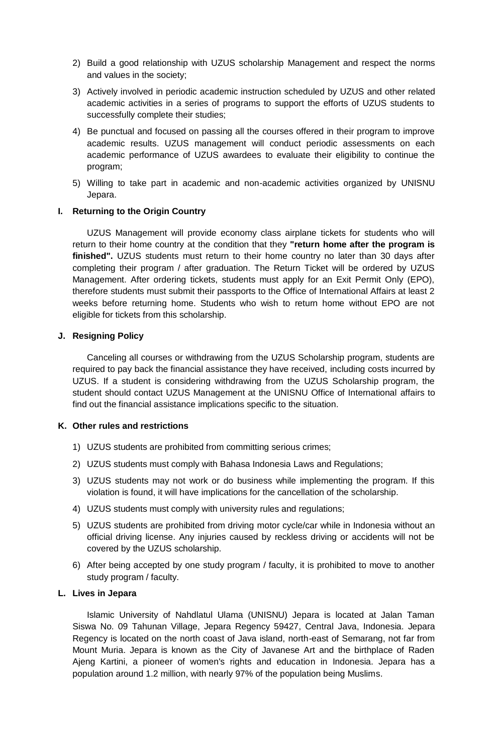2) Build a good relationship with UZUS scholarship Management and respect the norms and values in the society;

3) Actively involved in periodic academic instruction scheduled by UZUS and other related academic activities in a series of programs to support the efforts of UZUS students to successfully complete their studies;

4) Be punctual and focused on passing all the courses offered in their program to improve academic results. UZUS management will conduct periodic assessments on each academic performance of UZUS awardees to evaluate their eligibility to continue the program;

5) Willing to take part in academic and non-academic activities organized by UNISNU Jepara.

### I. Returning to the Origin Country

UZUS Management will provide economy class airplane tickets for students who will return to their home country at the condition that they **"return home after the program is finished".** UZUS students must return to their home country no later than 30 days after completing their program / after graduation. The Return Ticket will be ordered by UZUS Management. After ordering tickets, students must apply for an Exit Permit Only (EPO), therefore students must submit their passports to the Office of International Affairs at least 2 weeks before returning home. Students who wish to return home without EPO are not eligible for tickets from this scholarship.

### J. Resigning Policy

Canceling all courses or withdrawing from the UZUS Scholarship program, students are required to pay back the financial assistance they have received, including costs incurred by UZUS. If a student is considering withdrawing from the UZUS Scholarship program, the student should contact UZUS Management at the UNISNU Office of International affairs to find out the financial assistance implications specific to the situation.

### K. Other rules and restrictions

1) UZUS students are prohibited from committing serious crimes;

2) UZUS students must comply with Bahasa Indonesia Laws and Regulations;

3) UZUS students may not work or do business while implementing the program. If this violation is found, it will have implications for the cancellation of the scholarship.

4) UZUS students must comply with university rules and regulations;

5) UZUS students are prohibited from driving motor cycle/car while in Indonesia without an official driving license. Any injuries caused by reckless driving or accidents will not be covered by the UZUS scholarship.

6) After being accepted by one study program / faculty, it is prohibited to move to another study program / faculty.

### L. Lives in Jepara

Islamic University of Nahdlatul Ulama (UNISNU) Jepara is located at Jalan Taman Siswa No. 09 Tahunan Village, Jepara Regency 59427, Central Java, Indonesia. Jepara Regency is located on the north coast of Java island, north-east of Semarang, not far from Mount Muria. Jepara is known as the City of Javanese Art and the birthplace of Raden Ajeng Kartini, a pioneer of women's rights and education in Indonesia. Jepara has a population around 1.2 million, with nearly 97% of the population being Muslims.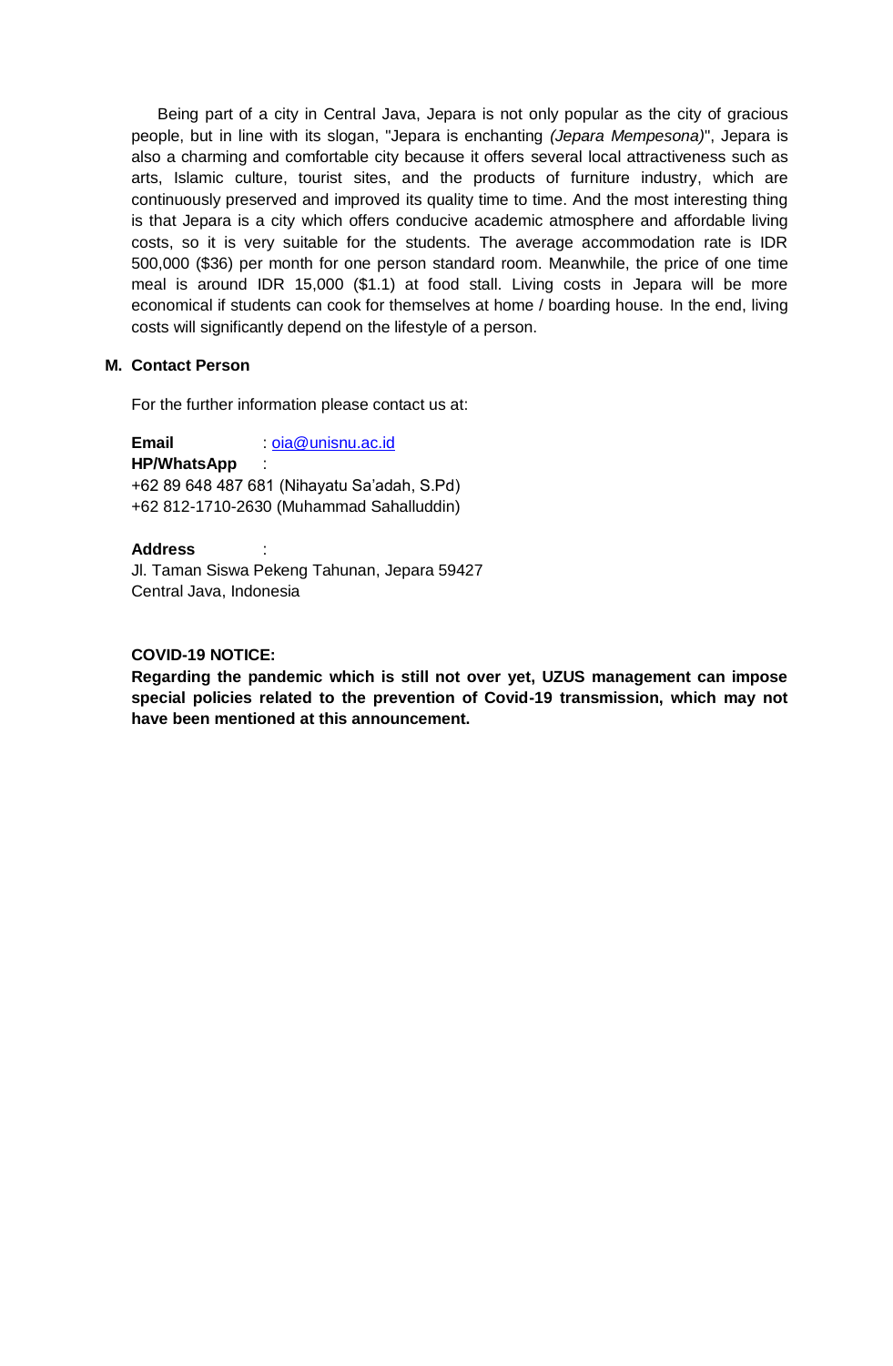Being part of a city in Central Java, Jepara is not only popular as the city of gracious people, but in line with its slogan, "Jepara is enchanting *(Jepara Mempesona)*", Jepara is also a charming and comfortable city because it offers several local attractiveness such as arts, Islamic culture, tourist sites, and the products of furniture industry, which are continuously preserved and improved its quality time to time. And the most interesting thing is that Jepara is a city which offers conducive academic atmosphere and affordable living costs, so it is very suitable for the students. The average accommodation rate is IDR 500,000 ($36) per month for one person standard room. Meanwhile, the price of one time meal is around IDR 15,000 ($1.1) at food stall. Living costs in Jepara will be more economical if students can cook for themselves at home / boarding house. In the end, living costs will significantly depend on the lifestyle of a person.

## M. Contact Person

For the further information please contact us at:

**Email** : oia@unisnu.ac.id
**HP/WhatsApp** :
+62 89 648 487 681 (Nihayatu Sa'adah, S.Pd)
+62 812-1710-2630 (Muhammad Sahalluddin)

**Address** :
Jl. Taman Siswa Pekeng Tahunan, Jepara 59427
Central Java, Indonesia

**COVID-19 NOTICE:**

**Regarding the pandemic which is still not over yet, UZUS management can impose special policies related to the prevention of Covid-19 transmission, which may not have been mentioned at this announcement.**